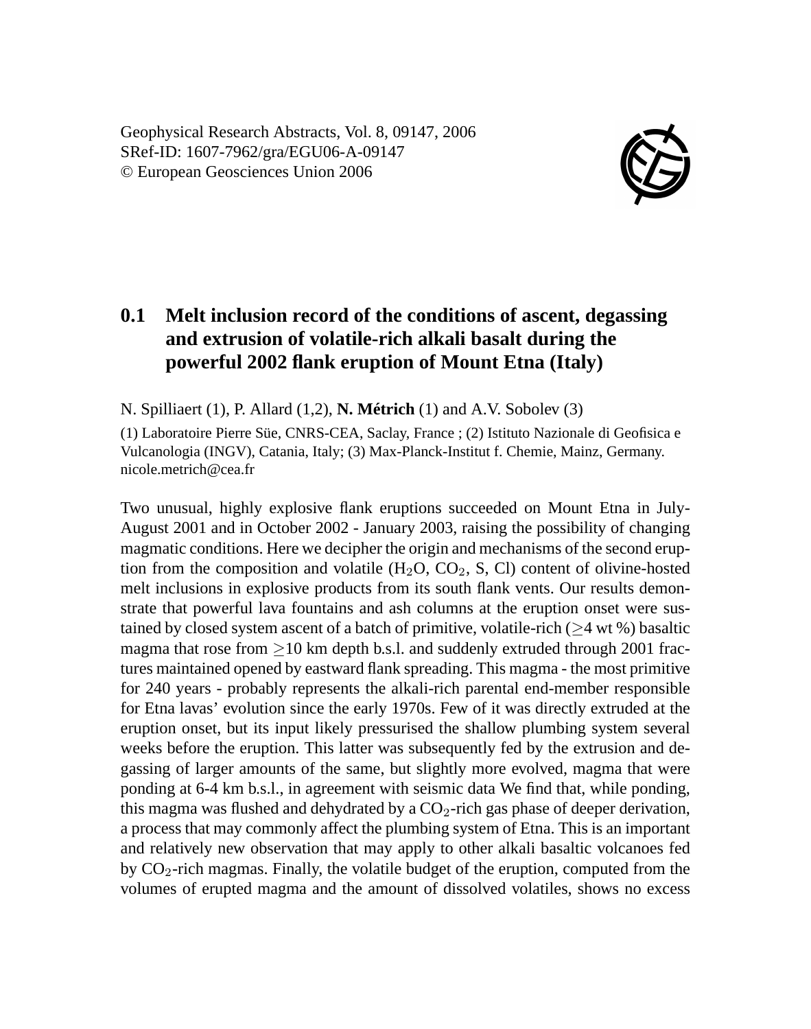Geophysical Research Abstracts, Vol. 8, 09147, 2006
SRef-ID: 1607-7962/gra/EGU06-A-09147
© European Geosciences Union 2006

## 0.1 Melt inclusion record of the conditions of ascent, degassing and extrusion of volatile-rich alkali basalt during the powerful 2002 flank eruption of Mount Etna (Italy)

N. Spilliaert (1), P. Allard (1,2), **N. Métrich** (1) and A.V. Sobolev (3)

(1) Laboratoire Pierre Süe, CNRS-CEA, Saclay, France ; (2) Istituto Nazionale di Geofisica e Vulcanologia (INGV), Catania, Italy; (3) Max-Planck-Institut f. Chemie, Mainz, Germany. nicole.metrich@cea.fr

Two unusual, highly explosive flank eruptions succeeded on Mount Etna in July-August 2001 and in October 2002 - January 2003, raising the possibility of changing magmatic conditions. Here we decipher the origin and mechanisms of the second eruption from the composition and volatile ($H_2O$, $CO_2$, S, Cl) content of olivine-hosted melt inclusions in explosive products from its south flank vents. Our results demonstrate that powerful lava fountains and ash columns at the eruption onset were sustained by closed system ascent of a batch of primitive, volatile-rich ($\geq$4 wt %) basaltic magma that rose from $\geq$10 km depth b.s.l. and suddenly extruded through 2001 fractures maintained opened by eastward flank spreading. This magma - the most primitive for 240 years - probably represents the alkali-rich parental end-member responsible for Etna lavas' evolution since the early 1970s. Few of it was directly extruded at the eruption onset, but its input likely pressurised the shallow plumbing system several weeks before the eruption. This latter was subsequently fed by the extrusion and degassing of larger amounts of the same, but slightly more evolved, magma that were ponding at 6-4 km b.s.l., in agreement with seismic data We find that, while ponding, this magma was flushed and dehydrated by a $CO_2$-rich gas phase of deeper derivation, a process that may commonly affect the plumbing system of Etna. This is an important and relatively new observation that may apply to other alkali basaltic volcanoes fed by $CO_2$-rich magmas. Finally, the volatile budget of the eruption, computed from the volumes of erupted magma and the amount of dissolved volatiles, shows no excess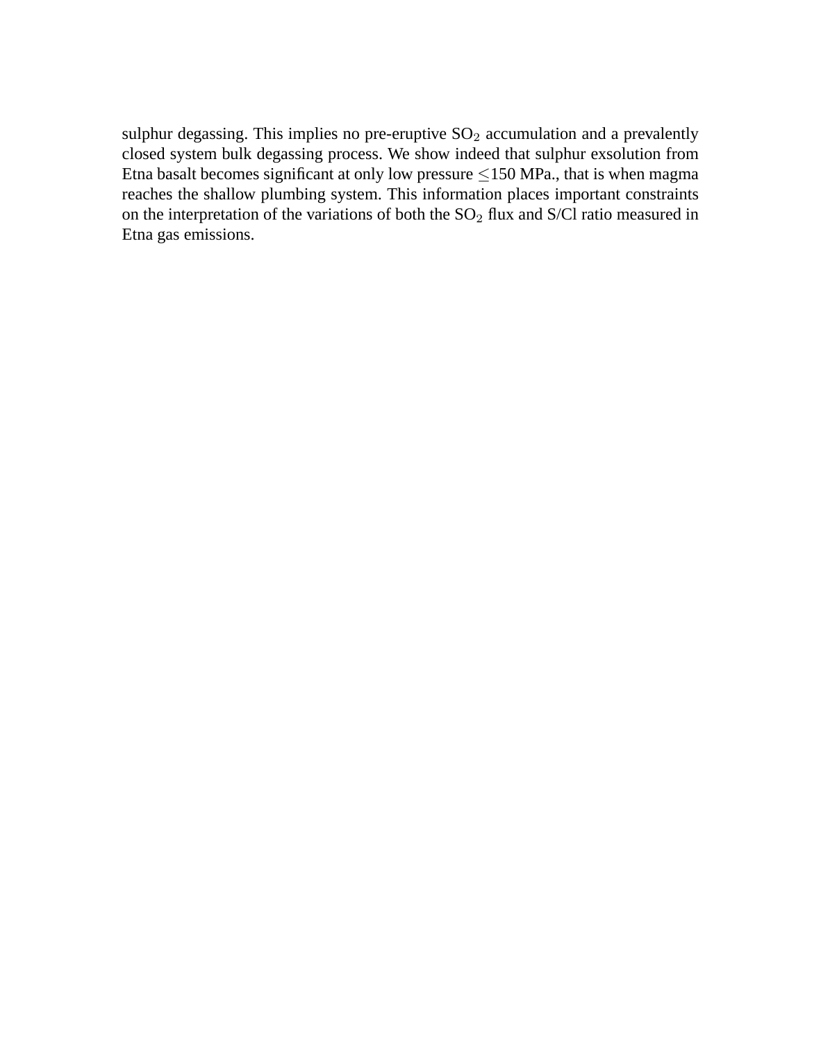sulphur degassing. This implies no pre-eruptive $SO_2$ accumulation and a prevalently closed system bulk degassing process. We show indeed that sulphur exsolution from Etna basalt becomes significant at only low pressure $\leq$150 MPa., that is when magma reaches the shallow plumbing system. This information places important constraints on the interpretation of the variations of both the $SO_2$ flux and S/Cl ratio measured in Etna gas emissions.